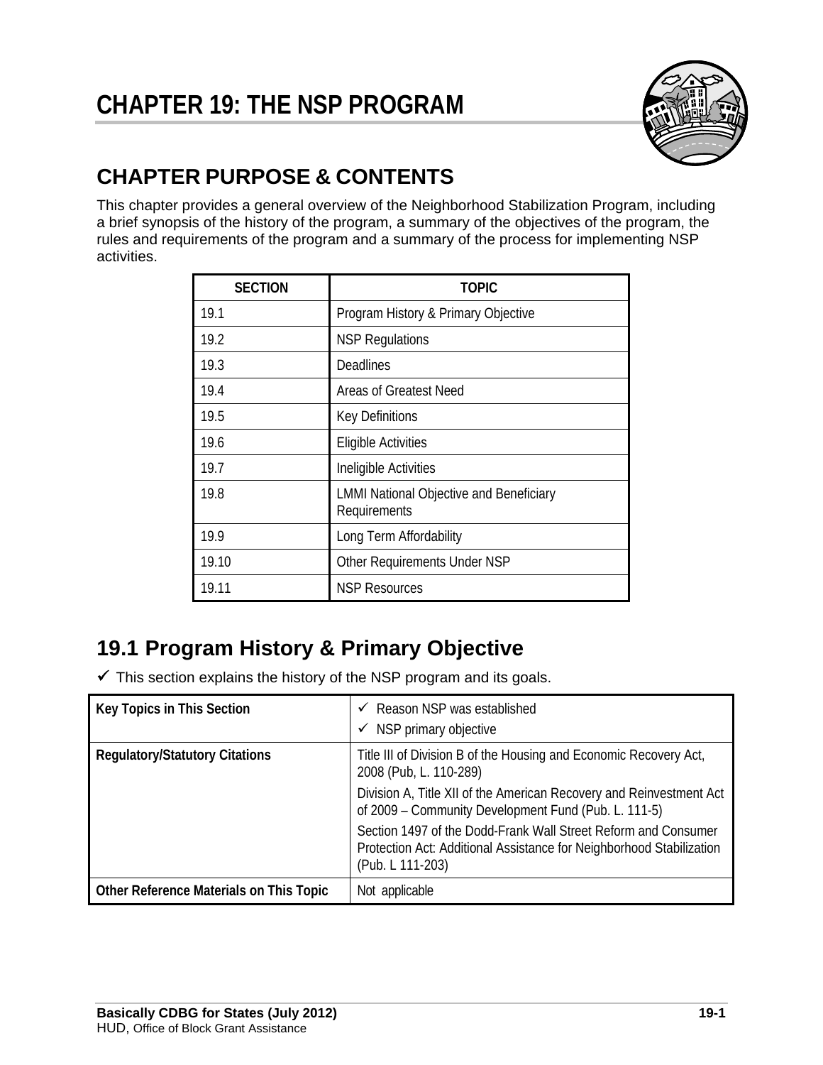# CHAPTER 19: THE NSP PROGRAM

## CHAPTER PURPOSE & CONTENTS

This chapter provides a general overview of the Neighborhood Stabilization Program, including a brief synopsis of the history of the program, a summary of the objectives of the program, the rules and requirements of the program and a summary of the process for implementing NSP activities.

| SECTION | TOPIC |
|---|---|
| 19.1 | Program History & Primary Objective |
| 19.2 | NSP Regulations |
| 19.3 | Deadlines |
| 19.4 | Areas of Greatest Need |
| 19.5 | Key Definitions |
| 19.6 | Eligible Activities |
| 19.7 | Ineligible Activities |
| 19.8 | LMMI National Objective and Beneficiary Requirements |
| 19.9 | Long Term Affordability |
| 19.10 | Other Requirements Under NSP |
| 19.11 | NSP Resources |

## 19.1 Program History & Primary Objective

✓ This section explains the history of the NSP program and its goals.

| | |
|---|---|
| **Key Topics in This Section** | ✓ Reason NSP was established<br>✓ NSP primary objective |
| **Regulatory/Statutory Citations** | Title III of Division B of the Housing and Economic Recovery Act, 2008 (Pub, L. 110-289)<br>Division A, Title XII of the American Recovery and Reinvestment Act of 2009 – Community Development Fund (Pub. L. 111-5)<br>Section 1497 of the Dodd-Frank Wall Street Reform and Consumer Protection Act: Additional Assistance for Neighborhood Stabilization (Pub. L 111-203) |
| **Other Reference Materials on This Topic** | Not applicable |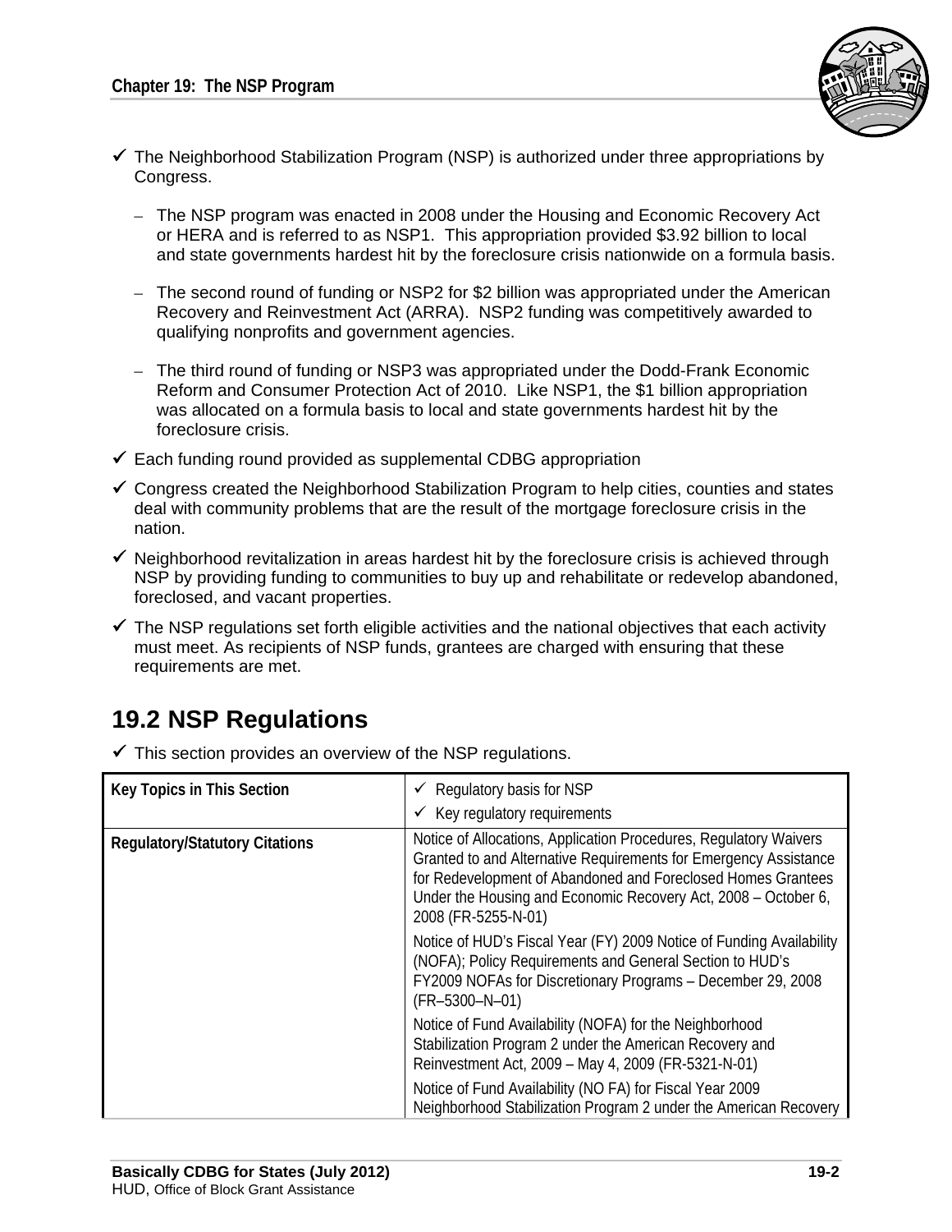- ✓ The Neighborhood Stabilization Program (NSP) is authorized under three appropriations by Congress.
  - The NSP program was enacted in 2008 under the Housing and Economic Recovery Act or HERA and is referred to as NSP1. This appropriation provided \$3.92 billion to local and state governments hardest hit by the foreclosure crisis nationwide on a formula basis.
  - The second round of funding or NSP2 for \$2 billion was appropriated under the American Recovery and Reinvestment Act (ARRA). NSP2 funding was competitively awarded to qualifying nonprofits and government agencies.
  - The third round of funding or NSP3 was appropriated under the Dodd-Frank Economic Reform and Consumer Protection Act of 2010. Like NSP1, the \$1 billion appropriation was allocated on a formula basis to local and state governments hardest hit by the foreclosure crisis.
- ✓ Each funding round provided as supplemental CDBG appropriation
- ✓ Congress created the Neighborhood Stabilization Program to help cities, counties and states deal with community problems that are the result of the mortgage foreclosure crisis in the nation.
- ✓ Neighborhood revitalization in areas hardest hit by the foreclosure crisis is achieved through NSP by providing funding to communities to buy up and rehabilitate or redevelop abandoned, foreclosed, and vacant properties.
- ✓ The NSP regulations set forth eligible activities and the national objectives that each activity must meet. As recipients of NSP funds, grantees are charged with ensuring that these requirements are met.

## 19.2 NSP Regulations

- ✓ This section provides an overview of the NSP regulations.

| Key Topics in This Section | ✓ Regulatory basis for NSP<br>✓ Key regulatory requirements |
|---|---|
| Regulatory/Statutory Citations | Notice of Allocations, Application Procedures, Regulatory Waivers Granted to and Alternative Requirements for Emergency Assistance for Redevelopment of Abandoned and Foreclosed Homes Grantees Under the Housing and Economic Recovery Act, 2008 – October 6, 2008 (FR-5255-N-01)<br>Notice of HUD's Fiscal Year (FY) 2009 Notice of Funding Availability (NOFA); Policy Requirements and General Section to HUD's FY2009 NOFAs for Discretionary Programs – December 29, 2008 (FR–5300–N–01)<br>Notice of Fund Availability (NOFA) for the Neighborhood Stabilization Program 2 under the American Recovery and Reinvestment Act, 2009 – May 4, 2009 (FR-5321-N-01)<br>Notice of Fund Availability (NO FA) for Fiscal Year 2009 Neighborhood Stabilization Program 2 under the American Recovery |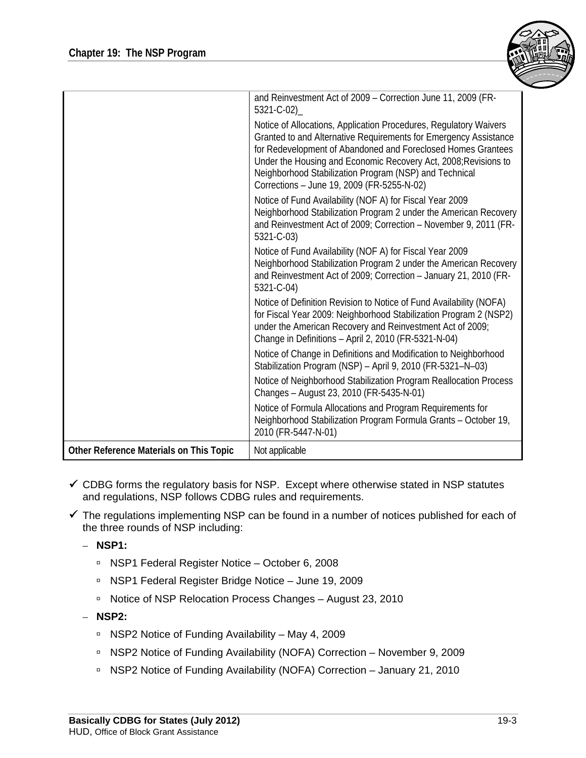|  |  |
|---|---|
|  | and Reinvestment Act of 2009 – Correction June 11, 2009 (FR-5321-C-02)_<br><br>Notice of Allocations, Application Procedures, Regulatory Waivers Granted to and Alternative Requirements for Emergency Assistance for Redevelopment of Abandoned and Foreclosed Homes Grantees Under the Housing and Economic Recovery Act, 2008;Revisions to Neighborhood Stabilization Program (NSP) and Technical Corrections – June 19, 2009 (FR-5255-N-02)<br><br>Notice of Fund Availability (NOF A) for Fiscal Year 2009 Neighborhood Stabilization Program 2 under the American Recovery and Reinvestment Act of 2009; Correction – November 9, 2011 (FR-5321-C-03)<br><br>Notice of Fund Availability (NOF A) for Fiscal Year 2009 Neighborhood Stabilization Program 2 under the American Recovery and Reinvestment Act of 2009; Correction – January 21, 2010 (FR-5321-C-04)<br><br>Notice of Definition Revision to Notice of Fund Availability (NOFA) for Fiscal Year 2009: Neighborhood Stabilization Program 2 (NSP2) under the American Recovery and Reinvestment Act of 2009; Change in Definitions – April 2, 2010 (FR-5321-N-04)<br><br>Notice of Change in Definitions and Modification to Neighborhood Stabilization Program (NSP) – April 9, 2010 (FR-5321–N–03)<br><br>Notice of Neighborhood Stabilization Program Reallocation Process Changes – August 23, 2010 (FR-5435-N-01)<br><br>Notice of Formula Allocations and Program Requirements for Neighborhood Stabilization Program Formula Grants – October 19, 2010 (FR-5447-N-01) |
| **Other Reference Materials on This Topic** | Not applicable |

- ✓ CDBG forms the regulatory basis for NSP. Except where otherwise stated in NSP statutes and regulations, NSP follows CDBG rules and requirements.
- ✓ The regulations implementing NSP can be found in a number of notices published for each of the three rounds of NSP including:
  - **NSP1:**
    - NSP1 Federal Register Notice – October 6, 2008
    - NSP1 Federal Register Bridge Notice – June 19, 2009
    - Notice of NSP Relocation Process Changes – August 23, 2010
  - **NSP2:**
    - NSP2 Notice of Funding Availability – May 4, 2009
    - NSP2 Notice of Funding Availability (NOFA) Correction – November 9, 2009
    - NSP2 Notice of Funding Availability (NOFA) Correction – January 21, 2010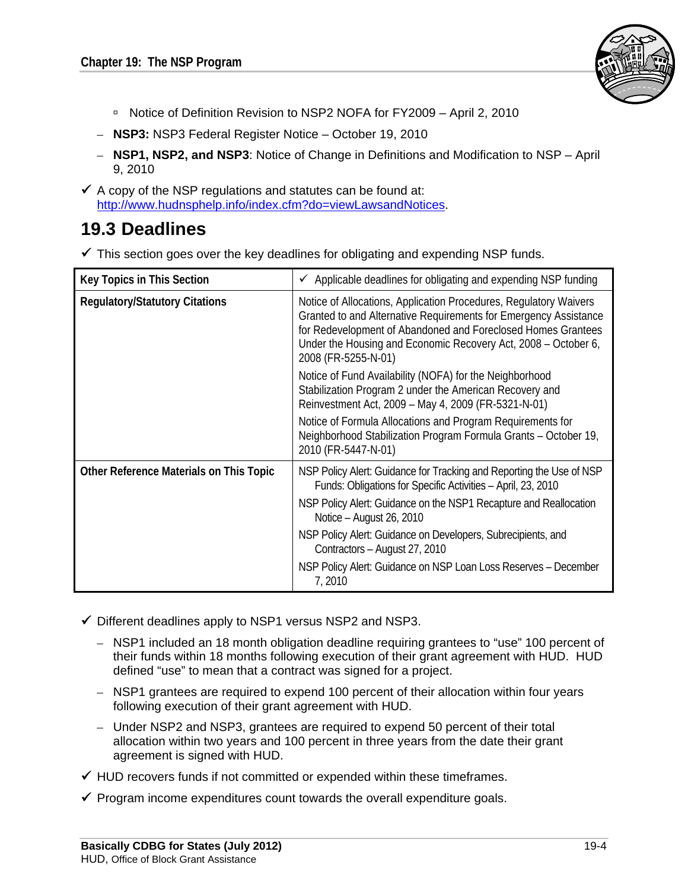- Notice of Definition Revision to NSP2 NOFA for FY2009 – April 2, 2010
- **NSP3:** NSP3 Federal Register Notice – October 19, 2010
- **NSP1, NSP2, and NSP3**: Notice of Change in Definitions and Modification to NSP – April 9, 2010

✓ A copy of the NSP regulations and statutes can be found at: http://www.hudnsphelp.info/index.cfm?do=viewLawsandNotices.

## 19.3 Deadlines

✓ This section goes over the key deadlines for obligating and expending NSP funds.

| Key Topics in This Section | ✓ Applicable deadlines for obligating and expending NSP funding |
|---|---|
| Regulatory/Statutory Citations | Notice of Allocations, Application Procedures, Regulatory Waivers Granted to and Alternative Requirements for Emergency Assistance for Redevelopment of Abandoned and Foreclosed Homes Grantees Under the Housing and Economic Recovery Act, 2008 – October 6, 2008 (FR-5255-N-01)<br>Notice of Fund Availability (NOFA) for the Neighborhood Stabilization Program 2 under the American Recovery and Reinvestment Act, 2009 – May 4, 2009 (FR-5321-N-01)<br>Notice of Formula Allocations and Program Requirements for Neighborhood Stabilization Program Formula Grants – October 19, 2010 (FR-5447-N-01) |
| Other Reference Materials on This Topic | NSP Policy Alert: Guidance for Tracking and Reporting the Use of NSP Funds: Obligations for Specific Activities – April, 23, 2010<br>NSP Policy Alert: Guidance on the NSP1 Recapture and Reallocation Notice – August 26, 2010<br>NSP Policy Alert: Guidance on Developers, Subrecipients, and Contractors – August 27, 2010<br>NSP Policy Alert: Guidance on NSP Loan Loss Reserves – December 7, 2010 |

✓ Different deadlines apply to NSP1 versus NSP2 and NSP3.

- NSP1 included an 18 month obligation deadline requiring grantees to "use" 100 percent of their funds within 18 months following execution of their grant agreement with HUD. HUD defined "use" to mean that a contract was signed for a project.
- NSP1 grantees are required to expend 100 percent of their allocation within four years following execution of their grant agreement with HUD.
- Under NSP2 and NSP3, grantees are required to expend 50 percent of their total allocation within two years and 100 percent in three years from the date their grant agreement is signed with HUD.

✓ HUD recovers funds if not committed or expended within these timeframes.

✓ Program income expenditures count towards the overall expenditure goals.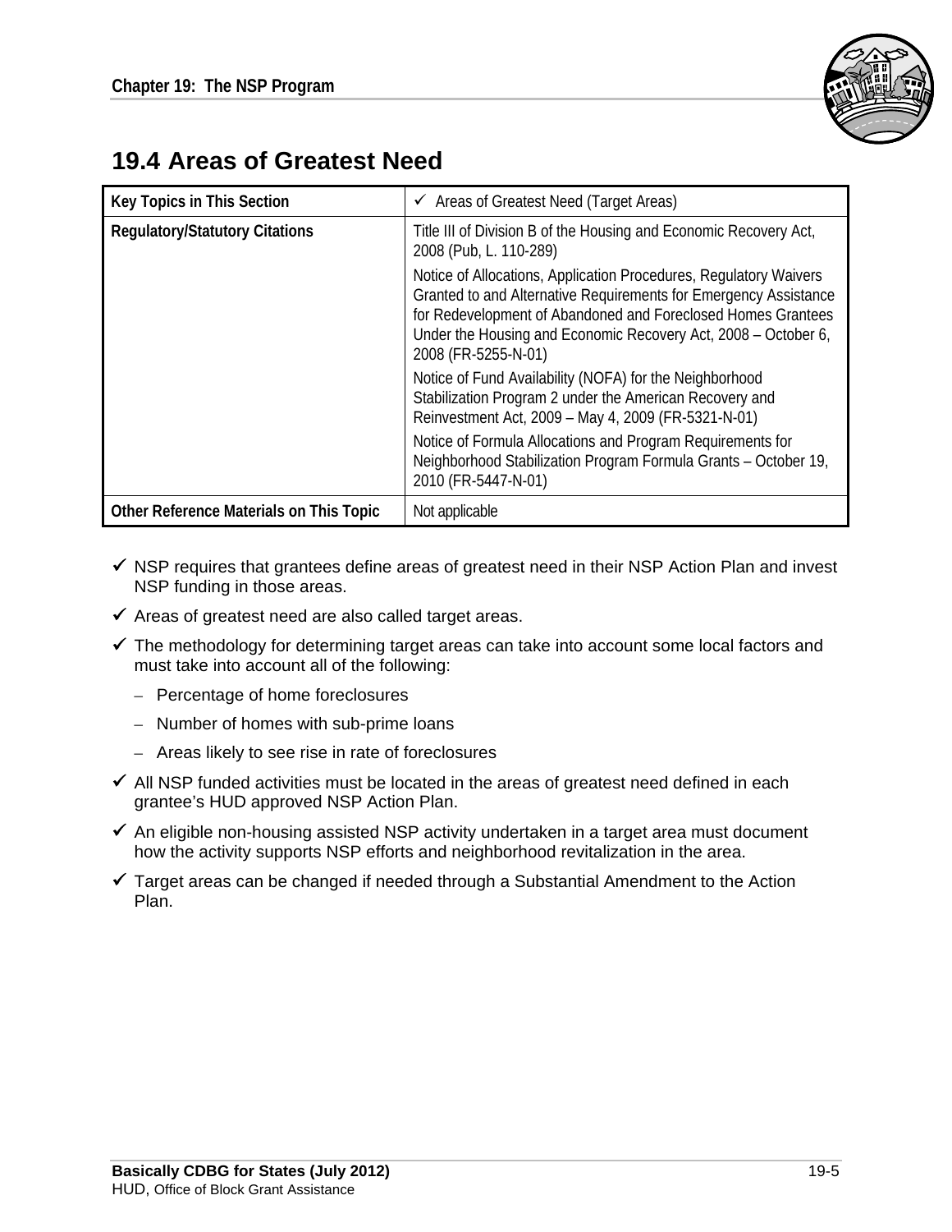## 19.4 Areas of Greatest Need

| Key Topics in This Section | ✓ Areas of Greatest Need (Target Areas) |
|---|---|
| **Regulatory/Statutory Citations** | Title III of Division B of the Housing and Economic Recovery Act, 2008 (Pub, L. 110-289)<br>Notice of Allocations, Application Procedures, Regulatory Waivers Granted to and Alternative Requirements for Emergency Assistance for Redevelopment of Abandoned and Foreclosed Homes Grantees Under the Housing and Economic Recovery Act, 2008 – October 6, 2008 (FR-5255-N-01)<br>Notice of Fund Availability (NOFA) for the Neighborhood Stabilization Program 2 under the American Recovery and Reinvestment Act, 2009 – May 4, 2009 (FR-5321-N-01)<br>Notice of Formula Allocations and Program Requirements for Neighborhood Stabilization Program Formula Grants – October 19, 2010 (FR-5447-N-01) |
| **Other Reference Materials on This Topic** | Not applicable |

- ✓ NSP requires that grantees define areas of greatest need in their NSP Action Plan and invest NSP funding in those areas.
- ✓ Areas of greatest need are also called target areas.
- ✓ The methodology for determining target areas can take into account some local factors and must take into account all of the following:
  - Percentage of home foreclosures
  - Number of homes with sub-prime loans
  - Areas likely to see rise in rate of foreclosures
- ✓ All NSP funded activities must be located in the areas of greatest need defined in each grantee's HUD approved NSP Action Plan.
- ✓ An eligible non-housing assisted NSP activity undertaken in a target area must document how the activity supports NSP efforts and neighborhood revitalization in the area.
- ✓ Target areas can be changed if needed through a Substantial Amendment to the Action Plan.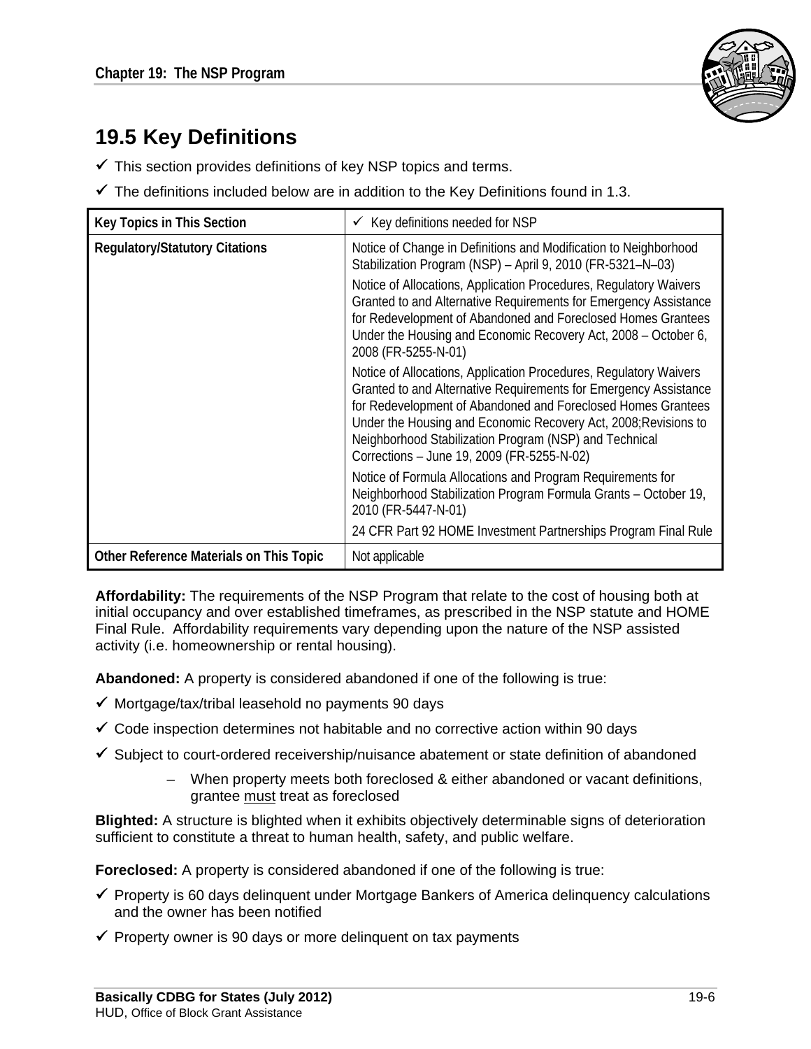## 19.5 Key Definitions

- ✓ This section provides definitions of key NSP topics and terms.
- ✓ The definitions included below are in addition to the Key Definitions found in 1.3.

| Key Topics in This Section | ✓ Key definitions needed for NSP |
|---|---|
| Regulatory/Statutory Citations | Notice of Change in Definitions and Modification to Neighborhood Stabilization Program (NSP) – April 9, 2010 (FR-5321–N–03)<br><br>Notice of Allocations, Application Procedures, Regulatory Waivers Granted to and Alternative Requirements for Emergency Assistance for Redevelopment of Abandoned and Foreclosed Homes Grantees Under the Housing and Economic Recovery Act, 2008 – October 6, 2008 (FR-5255-N-01)<br><br>Notice of Allocations, Application Procedures, Regulatory Waivers Granted to and Alternative Requirements for Emergency Assistance for Redevelopment of Abandoned and Foreclosed Homes Grantees Under the Housing and Economic Recovery Act, 2008;Revisions to Neighborhood Stabilization Program (NSP) and Technical Corrections – June 19, 2009 (FR-5255-N-02)<br><br>Notice of Formula Allocations and Program Requirements for Neighborhood Stabilization Program Formula Grants – October 19, 2010 (FR-5447-N-01)<br><br>24 CFR Part 92 HOME Investment Partnerships Program Final Rule |
| Other Reference Materials on This Topic | Not applicable |

**Affordability:** The requirements of the NSP Program that relate to the cost of housing both at initial occupancy and over established timeframes, as prescribed in the NSP statute and HOME Final Rule. Affordability requirements vary depending upon the nature of the NSP assisted activity (i.e. homeownership or rental housing).

**Abandoned:** A property is considered abandoned if one of the following is true:

- ✓ Mortgage/tax/tribal leasehold no payments 90 days
- ✓ Code inspection determines not habitable and no corrective action within 90 days
- ✓ Subject to court-ordered receivership/nuisance abatement or state definition of abandoned
  - When property meets both foreclosed & either abandoned or vacant definitions, grantee <u>must</u> treat as foreclosed

**Blighted:** A structure is blighted when it exhibits objectively determinable signs of deterioration sufficient to constitute a threat to human health, safety, and public welfare.

**Foreclosed:** A property is considered abandoned if one of the following is true:

- ✓ Property is 60 days delinquent under Mortgage Bankers of America delinquency calculations and the owner has been notified
- ✓ Property owner is 90 days or more delinquent on tax payments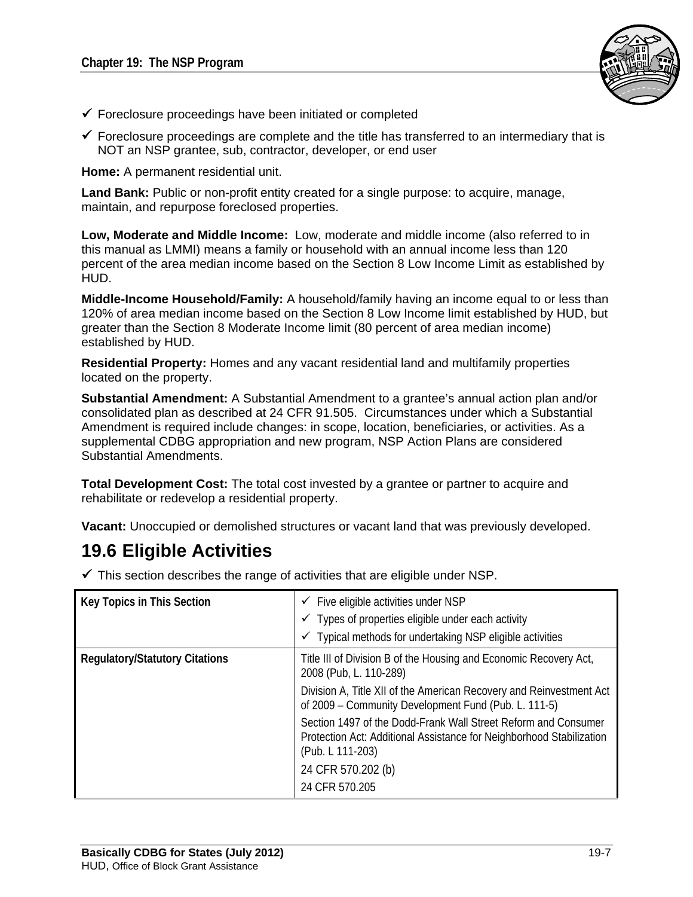- ✓ Foreclosure proceedings have been initiated or completed
- ✓ Foreclosure proceedings are complete and the title has transferred to an intermediary that is NOT an NSP grantee, sub, contractor, developer, or end user

**Home:** A permanent residential unit.

**Land Bank:** Public or non-profit entity created for a single purpose: to acquire, manage, maintain, and repurpose foreclosed properties.

**Low, Moderate and Middle Income:** Low, moderate and middle income (also referred to in this manual as LMMI) means a family or household with an annual income less than 120 percent of the area median income based on the Section 8 Low Income Limit as established by HUD.

**Middle-Income Household/Family:** A household/family having an income equal to or less than 120% of area median income based on the Section 8 Low Income limit established by HUD, but greater than the Section 8 Moderate Income limit (80 percent of area median income) established by HUD.

**Residential Property:** Homes and any vacant residential land and multifamily properties located on the property.

**Substantial Amendment:** A Substantial Amendment to a grantee's annual action plan and/or consolidated plan as described at 24 CFR 91.505. Circumstances under which a Substantial Amendment is required include changes: in scope, location, beneficiaries, or activities. As a supplemental CDBG appropriation and new program, NSP Action Plans are considered Substantial Amendments.

**Total Development Cost:** The total cost invested by a grantee or partner to acquire and rehabilitate or redevelop a residential property.

**Vacant:** Unoccupied or demolished structures or vacant land that was previously developed.

# 19.6 Eligible Activities

- ✓ This section describes the range of activities that are eligible under NSP.

| | |
|---|---|
| **Key Topics in This Section** | ✓ Five eligible activities under NSP<br>✓ Types of properties eligible under each activity<br>✓ Typical methods for undertaking NSP eligible activities |
| **Regulatory/Statutory Citations** | Title III of Division B of the Housing and Economic Recovery Act, 2008 (Pub, L. 110-289)<br>Division A, Title XII of the American Recovery and Reinvestment Act of 2009 – Community Development Fund (Pub. L. 111-5)<br>Section 1497 of the Dodd-Frank Wall Street Reform and Consumer Protection Act: Additional Assistance for Neighborhood Stabilization (Pub. L 111-203)<br>24 CFR 570.202 (b)<br>24 CFR 570.205 |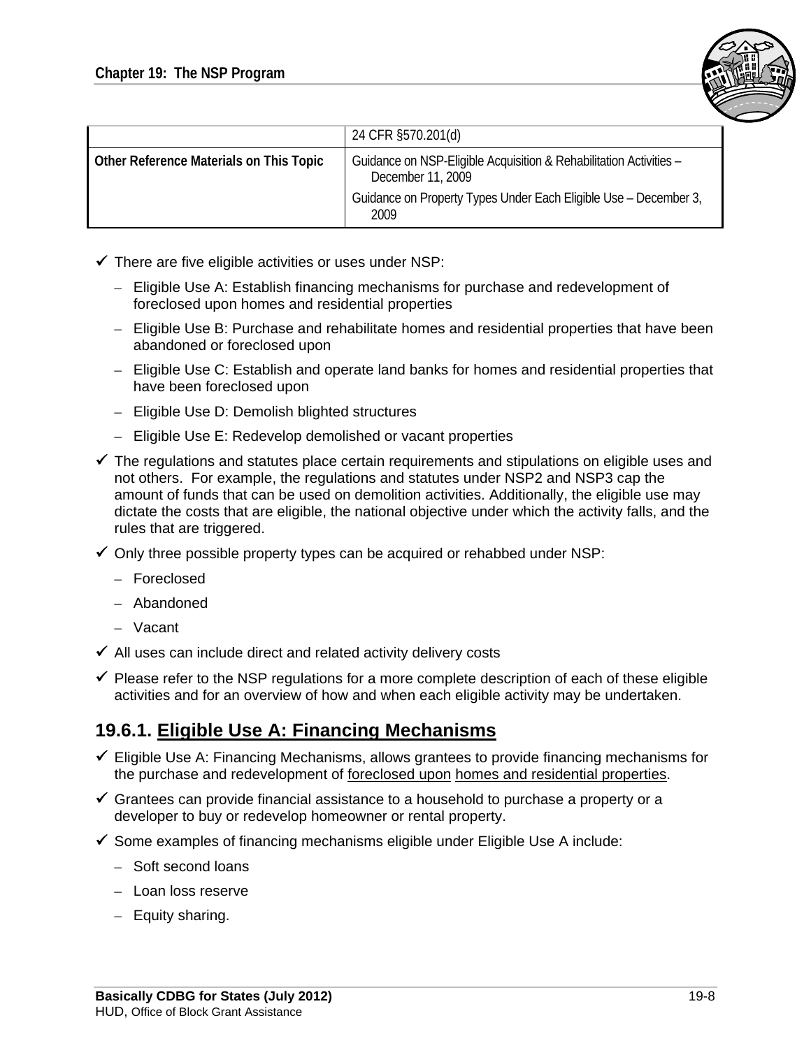|  | 24 CFR §570.201(d) |
|---|---|
| **Other Reference Materials on This Topic** | Guidance on NSP-Eligible Acquisition & Rehabilitation Activities – December 11, 2009<br>Guidance on Property Types Under Each Eligible Use – December 3, 2009 |

- ✓ There are five eligible activities or uses under NSP:
  - Eligible Use A: Establish financing mechanisms for purchase and redevelopment of foreclosed upon homes and residential properties
  - Eligible Use B: Purchase and rehabilitate homes and residential properties that have been abandoned or foreclosed upon
  - Eligible Use C: Establish and operate land banks for homes and residential properties that have been foreclosed upon
  - Eligible Use D: Demolish blighted structures
  - Eligible Use E: Redevelop demolished or vacant properties
- ✓ The regulations and statutes place certain requirements and stipulations on eligible uses and not others. For example, the regulations and statutes under NSP2 and NSP3 cap the amount of funds that can be used on demolition activities. Additionally, the eligible use may dictate the costs that are eligible, the national objective under which the activity falls, and the rules that are triggered.
- ✓ Only three possible property types can be acquired or rehabbed under NSP:
  - Foreclosed
  - Abandoned
  - Vacant
- ✓ All uses can include direct and related activity delivery costs
- ✓ Please refer to the NSP regulations for a more complete description of each of these eligible activities and for an overview of how and when each eligible activity may be undertaken.

## 19.6.1. Eligible Use A: Financing Mechanisms

- ✓ Eligible Use A: Financing Mechanisms, allows grantees to provide financing mechanisms for the purchase and redevelopment of foreclosed upon homes and residential properties.
- ✓ Grantees can provide financial assistance to a household to purchase a property or a developer to buy or redevelop homeowner or rental property.
- ✓ Some examples of financing mechanisms eligible under Eligible Use A include:
  - Soft second loans
  - Loan loss reserve
  - Equity sharing.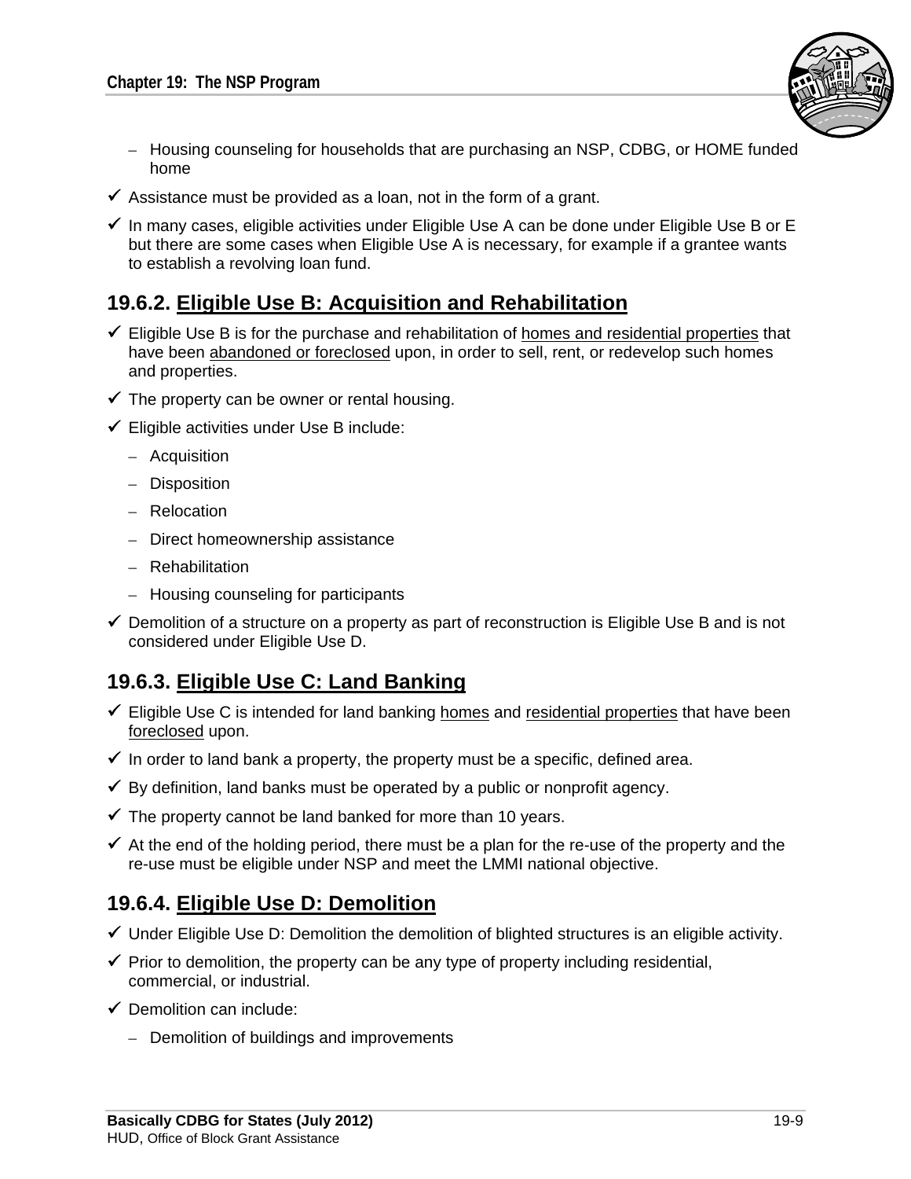- Housing counseling for households that are purchasing an NSP, CDBG, or HOME funded home
- ✓ Assistance must be provided as a loan, not in the form of a grant.
- ✓ In many cases, eligible activities under Eligible Use A can be done under Eligible Use B or E but there are some cases when Eligible Use A is necessary, for example if a grantee wants to establish a revolving loan fund.

## 19.6.2. <u>Eligible Use B: Acquisition and Rehabilitation</u>

- ✓ Eligible Use B is for the purchase and rehabilitation of <u>homes and residential properties</u> that have been <u>abandoned or foreclosed</u> upon, in order to sell, rent, or redevelop such homes and properties.
- ✓ The property can be owner or rental housing.
- ✓ Eligible activities under Use B include:
  - Acquisition
  - Disposition
  - Relocation
  - Direct homeownership assistance
  - Rehabilitation
  - Housing counseling for participants
- ✓ Demolition of a structure on a property as part of reconstruction is Eligible Use B and is not considered under Eligible Use D.

## 19.6.3. <u>Eligible Use C: Land Banking</u>

- ✓ Eligible Use C is intended for land banking <u>homes</u> and <u>residential properties</u> that have been <u>foreclosed</u> upon.
- ✓ In order to land bank a property, the property must be a specific, defined area.
- ✓ By definition, land banks must be operated by a public or nonprofit agency.
- ✓ The property cannot be land banked for more than 10 years.
- ✓ At the end of the holding period, there must be a plan for the re-use of the property and the re-use must be eligible under NSP and meet the LMMI national objective.

## 19.6.4. <u>Eligible Use D: Demolition</u>

- ✓ Under Eligible Use D: Demolition the demolition of blighted structures is an eligible activity.
- ✓ Prior to demolition, the property can be any type of property including residential, commercial, or industrial.
- ✓ Demolition can include:
  - Demolition of buildings and improvements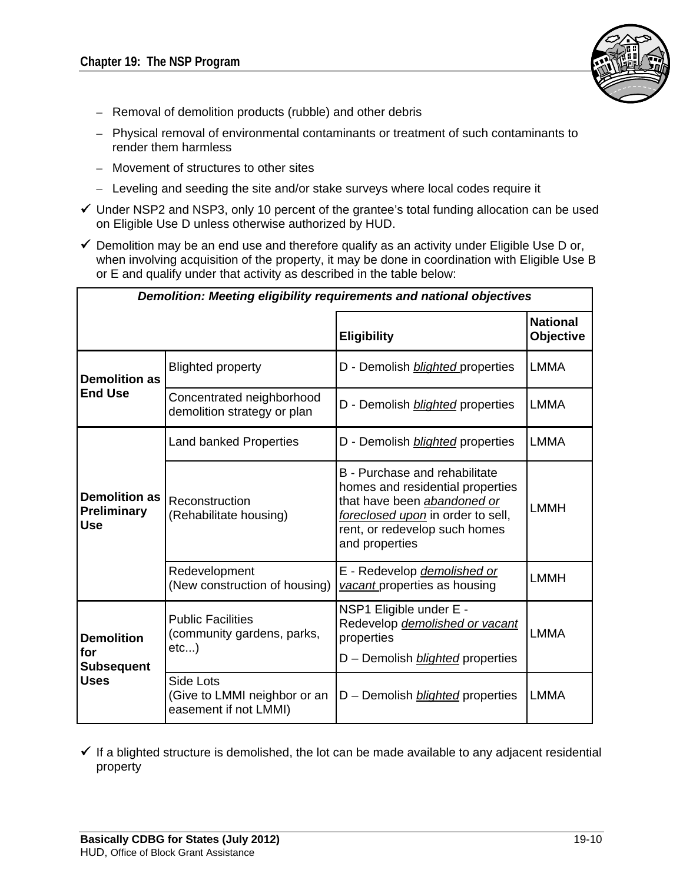- Removal of demolition products (rubble) and other debris
  - Physical removal of environmental contaminants or treatment of such contaminants to render them harmless
  - Movement of structures to other sites
  - Leveling and seeding the site and/or stake surveys where local codes require it

- ✓ Under NSP2 and NSP3, only 10 percent of the grantee's total funding allocation can be used on Eligible Use D unless otherwise authorized by HUD.
- ✓ Demolition may be an end use and therefore qualify as an activity under Eligible Use D or, when involving acquisition of the property, it may be done in coordination with Eligible Use B or E and qualify under that activity as described in the table below:

| ***Demolition: Meeting eligibility requirements and national objectives*** | | | |
|---|---|---|---|
| | | **Eligibility** | **National Objective** |
| **Demolition as End Use** | Blighted property | D - Demolish *blighted* properties | LMMA |
| | Concentrated neighborhood demolition strategy or plan | D - Demolish *blighted* properties | LMMA |
| **Demolition as Preliminary Use** | Land banked Properties | D - Demolish *blighted* properties | LMMA |
| | Reconstruction (Rehabilitate housing) | B - Purchase and rehabilitate homes and residential properties that have been *abandoned or foreclosed upon* in order to sell, rent, or redevelop such homes and properties | LMMH |
| | Redevelopment (New construction of housing) | E - Redevelop *demolished or vacant* properties as housing | LMMH |
| **Demolition for Subsequent Uses** | Public Facilities (community gardens, parks, etc...) | NSP1 Eligible under E - Redevelop *demolished or vacant* properties<br>D – Demolish *blighted* properties | LMMA |
| | Side Lots (Give to LMMI neighbor or an easement if not LMMI) | D – Demolish *blighted* properties | LMMA |

- ✓ If a blighted structure is demolished, the lot can be made available to any adjacent residential property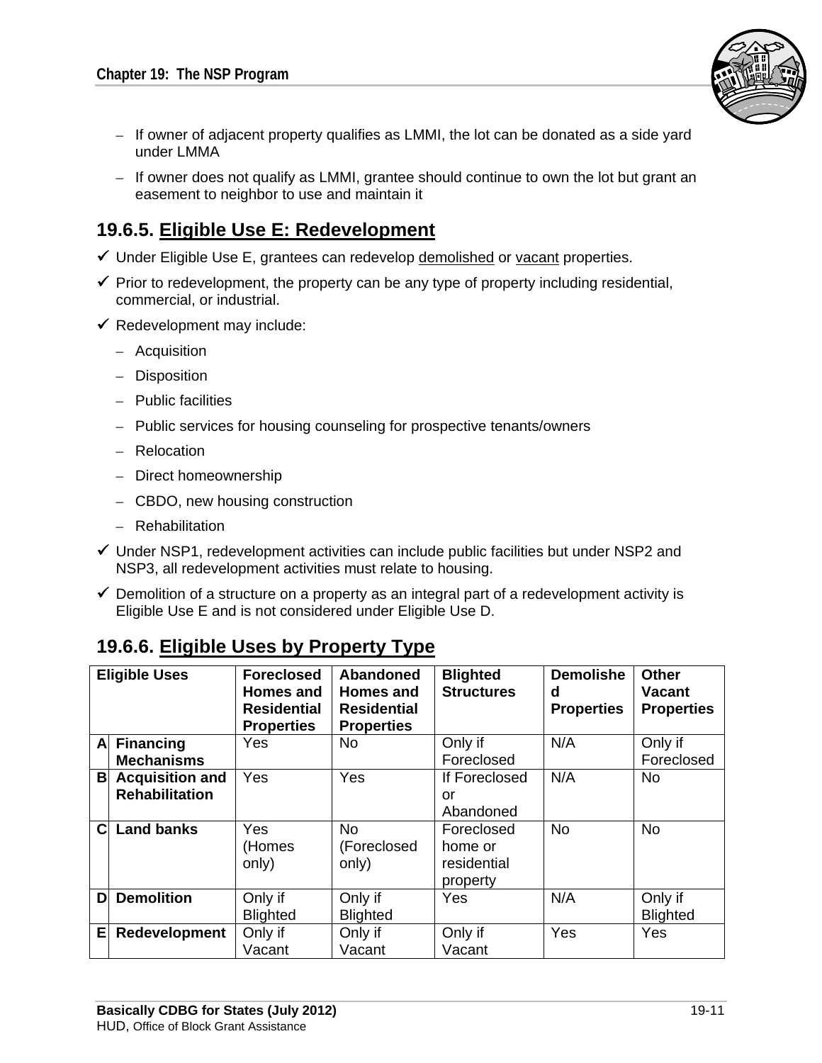- If owner of adjacent property qualifies as LMMI, the lot can be donated as a side yard under LMMA
  - If owner does not qualify as LMMI, grantee should continue to own the lot but grant an easement to neighbor to use and maintain it

## 19.6.5. Eligible Use E: Redevelopment

- ✓ Under Eligible Use E, grantees can redevelop demolished or vacant properties.
- ✓ Prior to redevelopment, the property can be any type of property including residential, commercial, or industrial.
- ✓ Redevelopment may include:
  - Acquisition
  - Disposition
  - Public facilities
  - Public services for housing counseling for prospective tenants/owners
  - Relocation
  - Direct homeownership
  - CBDO, new housing construction
  - Rehabilitation
- ✓ Under NSP1, redevelopment activities can include public facilities but under NSP2 and NSP3, all redevelopment activities must relate to housing.
- ✓ Demolition of a structure on a property as an integral part of a redevelopment activity is Eligible Use E and is not considered under Eligible Use D.

## 19.6.6. Eligible Uses by Property Type

| Eligible Uses | | Foreclosed Homes and Residential Properties | Abandoned Homes and Residential Properties | Blighted Structures | Demolished Properties | Other Vacant Properties |
|---|---|---|---|---|---|---|
| **A** | **Financing Mechanisms** | Yes | No | Only if Foreclosed | N/A | Only if Foreclosed |
| **B** | **Acquisition and Rehabilitation** | Yes | Yes | If Foreclosed or Abandoned | N/A | No |
| **C** | **Land banks** | Yes (Homes only) | No (Foreclosed only) | Foreclosed home or residential property | No | No |
| **D** | **Demolition** | Only if Blighted | Only if Blighted | Yes | N/A | Only if Blighted |
| **E** | **Redevelopment** | Only if Vacant | Only if Vacant | Only if Vacant | Yes | Yes |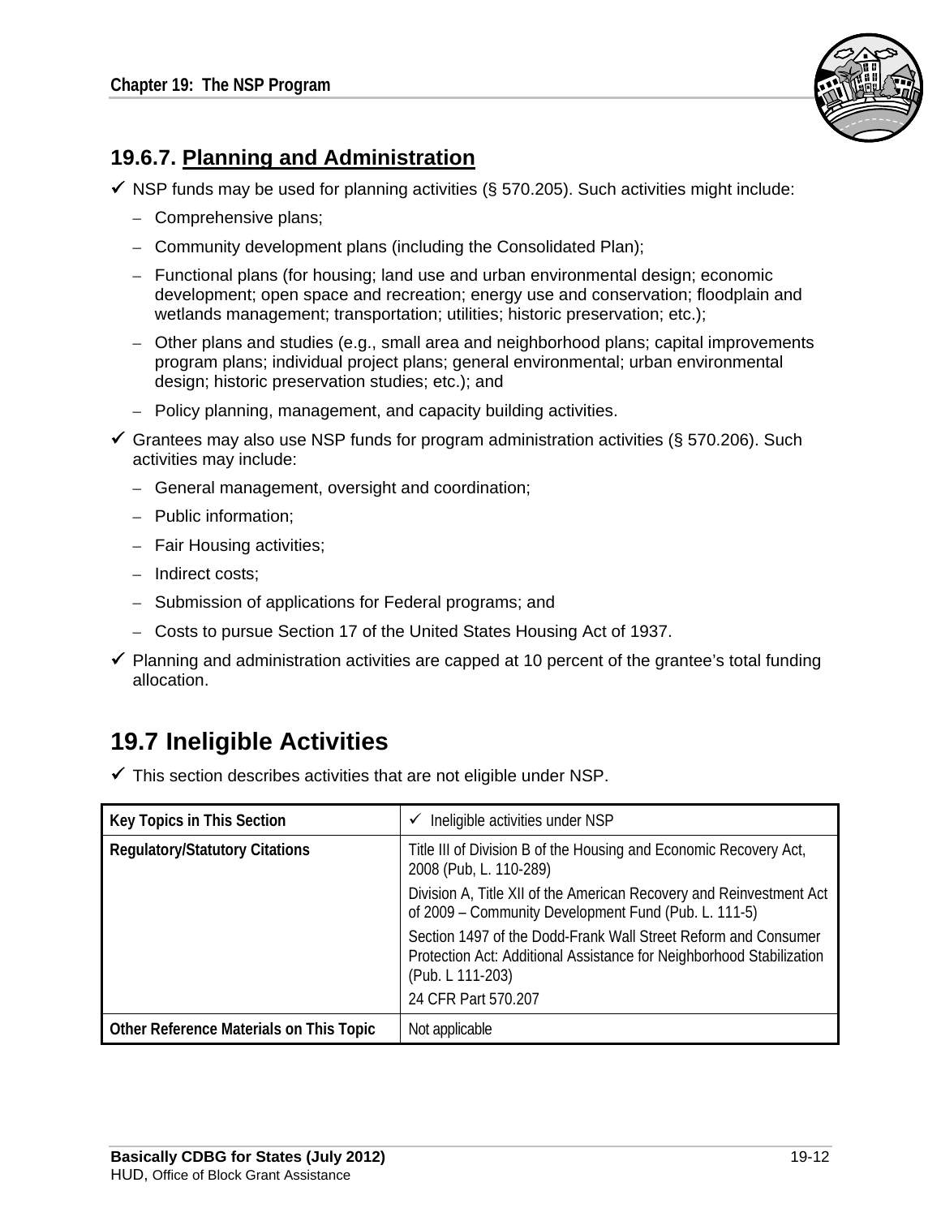### 19.6.7. Planning and Administration

- ✓ NSP funds may be used for planning activities (§ 570.205). Such activities might include:
  - Comprehensive plans;
  - Community development plans (including the Consolidated Plan);
  - Functional plans (for housing; land use and urban environmental design; economic development; open space and recreation; energy use and conservation; floodplain and wetlands management; transportation; utilities; historic preservation; etc.);
  - Other plans and studies (e.g., small area and neighborhood plans; capital improvements program plans; individual project plans; general environmental; urban environmental design; historic preservation studies; etc.); and
  - Policy planning, management, and capacity building activities.
- ✓ Grantees may also use NSP funds for program administration activities (§ 570.206). Such activities may include:
  - General management, oversight and coordination;
  - Public information;
  - Fair Housing activities;
  - Indirect costs;
  - Submission of applications for Federal programs; and
  - Costs to pursue Section 17 of the United States Housing Act of 1937.
- ✓ Planning and administration activities are capped at 10 percent of the grantee's total funding allocation.

## 19.7 Ineligible Activities

- ✓ This section describes activities that are not eligible under NSP.

| Key Topics in This Section | ✓ Ineligible activities under NSP |
|---|---|
| Regulatory/Statutory Citations | Title III of Division B of the Housing and Economic Recovery Act, 2008 (Pub, L. 110-289)<br>Division A, Title XII of the American Recovery and Reinvestment Act of 2009 – Community Development Fund (Pub. L. 111-5)<br>Section 1497 of the Dodd-Frank Wall Street Reform and Consumer Protection Act: Additional Assistance for Neighborhood Stabilization (Pub. L 111-203)<br>24 CFR Part 570.207 |
| Other Reference Materials on This Topic | Not applicable |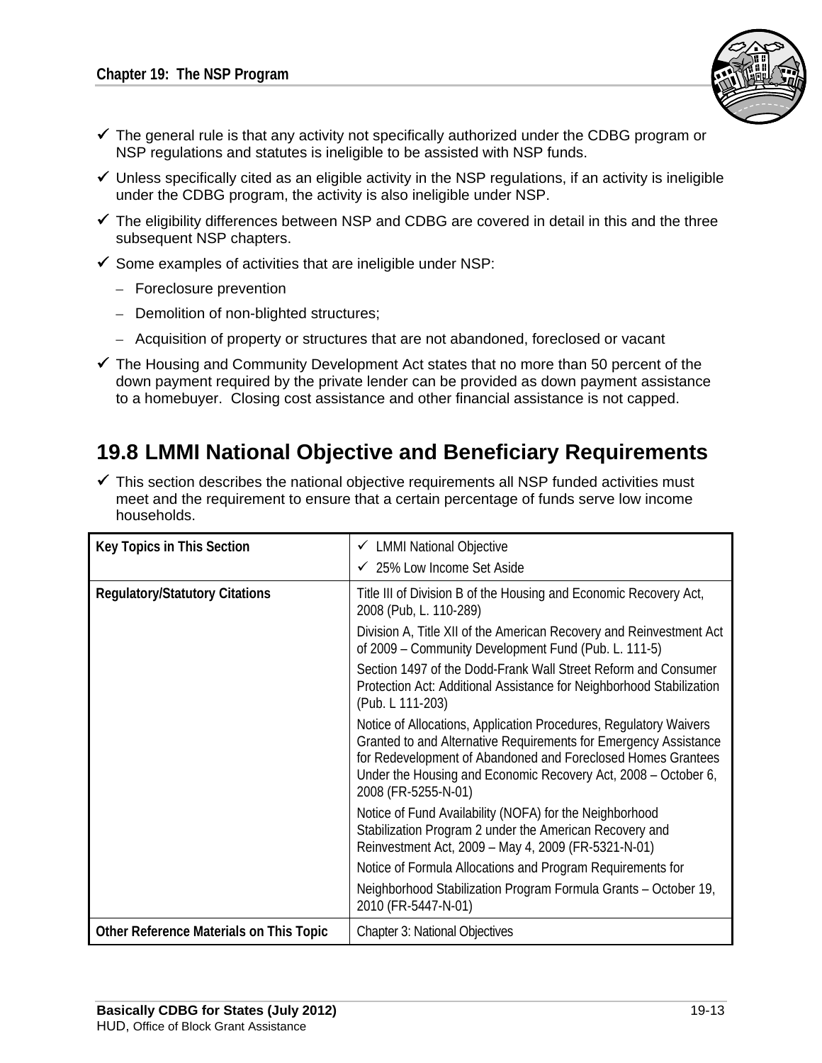- ✓ The general rule is that any activity not specifically authorized under the CDBG program or NSP regulations and statutes is ineligible to be assisted with NSP funds.
- ✓ Unless specifically cited as an eligible activity in the NSP regulations, if an activity is ineligible under the CDBG program, the activity is also ineligible under NSP.
- ✓ The eligibility differences between NSP and CDBG are covered in detail in this and the three subsequent NSP chapters.
- ✓ Some examples of activities that are ineligible under NSP:
  - Foreclosure prevention
  - Demolition of non-blighted structures;
  - Acquisition of property or structures that are not abandoned, foreclosed or vacant
- ✓ The Housing and Community Development Act states that no more than 50 percent of the down payment required by the private lender can be provided as down payment assistance to a homebuyer. Closing cost assistance and other financial assistance is not capped.

## 19.8 LMMI National Objective and Beneficiary Requirements

- ✓ This section describes the national objective requirements all NSP funded activities must meet and the requirement to ensure that a certain percentage of funds serve low income households.

| | |
|---|---|
| **Key Topics in This Section** | ✓ LMMI National Objective<br>✓ 25% Low Income Set Aside |
| **Regulatory/Statutory Citations** | Title III of Division B of the Housing and Economic Recovery Act, 2008 (Pub, L. 110-289)<br>Division A, Title XII of the American Recovery and Reinvestment Act of 2009 – Community Development Fund (Pub. L. 111-5)<br>Section 1497 of the Dodd-Frank Wall Street Reform and Consumer Protection Act: Additional Assistance for Neighborhood Stabilization (Pub. L 111-203)<br>Notice of Allocations, Application Procedures, Regulatory Waivers Granted to and Alternative Requirements for Emergency Assistance for Redevelopment of Abandoned and Foreclosed Homes Grantees Under the Housing and Economic Recovery Act, 2008 – October 6, 2008 (FR-5255-N-01)<br>Notice of Fund Availability (NOFA) for the Neighborhood Stabilization Program 2 under the American Recovery and Reinvestment Act, 2009 – May 4, 2009 (FR-5321-N-01)<br>Notice of Formula Allocations and Program Requirements for Neighborhood Stabilization Program Formula Grants – October 19, 2010 (FR-5447-N-01) |
| **Other Reference Materials on This Topic** | Chapter 3: National Objectives |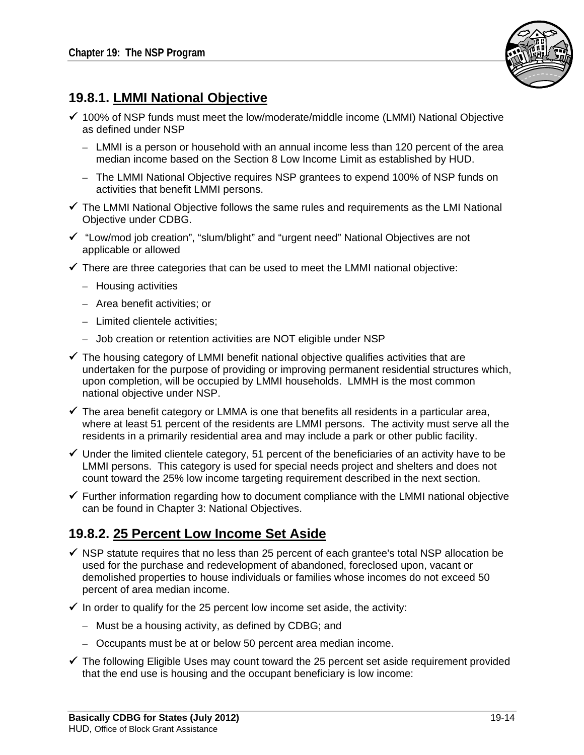### 19.8.1. LMMI National Objective

- ✓ 100% of NSP funds must meet the low/moderate/middle income (LMMI) National Objective as defined under NSP
  - LMMI is a person or household with an annual income less than 120 percent of the area median income based on the Section 8 Low Income Limit as established by HUD.
  - The LMMI National Objective requires NSP grantees to expend 100% of NSP funds on activities that benefit LMMI persons.
- ✓ The LMMI National Objective follows the same rules and requirements as the LMI National Objective under CDBG.
- ✓ "Low/mod job creation", "slum/blight" and "urgent need" National Objectives are not applicable or allowed
- ✓ There are three categories that can be used to meet the LMMI national objective:
  - Housing activities
  - Area benefit activities; or
  - Limited clientele activities;
  - Job creation or retention activities are NOT eligible under NSP
- ✓ The housing category of LMMI benefit national objective qualifies activities that are undertaken for the purpose of providing or improving permanent residential structures which, upon completion, will be occupied by LMMI households. LMMH is the most common national objective under NSP.
- ✓ The area benefit category or LMMA is one that benefits all residents in a particular area, where at least 51 percent of the residents are LMMI persons. The activity must serve all the residents in a primarily residential area and may include a park or other public facility.
- ✓ Under the limited clientele category, 51 percent of the beneficiaries of an activity have to be LMMI persons. This category is used for special needs project and shelters and does not count toward the 25% low income targeting requirement described in the next section.
- ✓ Further information regarding how to document compliance with the LMMI national objective can be found in Chapter 3: National Objectives.

### 19.8.2. 25 Percent Low Income Set Aside

- ✓ NSP statute requires that no less than 25 percent of each grantee's total NSP allocation be used for the purchase and redevelopment of abandoned, foreclosed upon, vacant or demolished properties to house individuals or families whose incomes do not exceed 50 percent of area median income.
- ✓ In order to qualify for the 25 percent low income set aside, the activity:
  - Must be a housing activity, as defined by CDBG; and
  - Occupants must be at or below 50 percent area median income.
- ✓ The following Eligible Uses may count toward the 25 percent set aside requirement provided that the end use is housing and the occupant beneficiary is low income: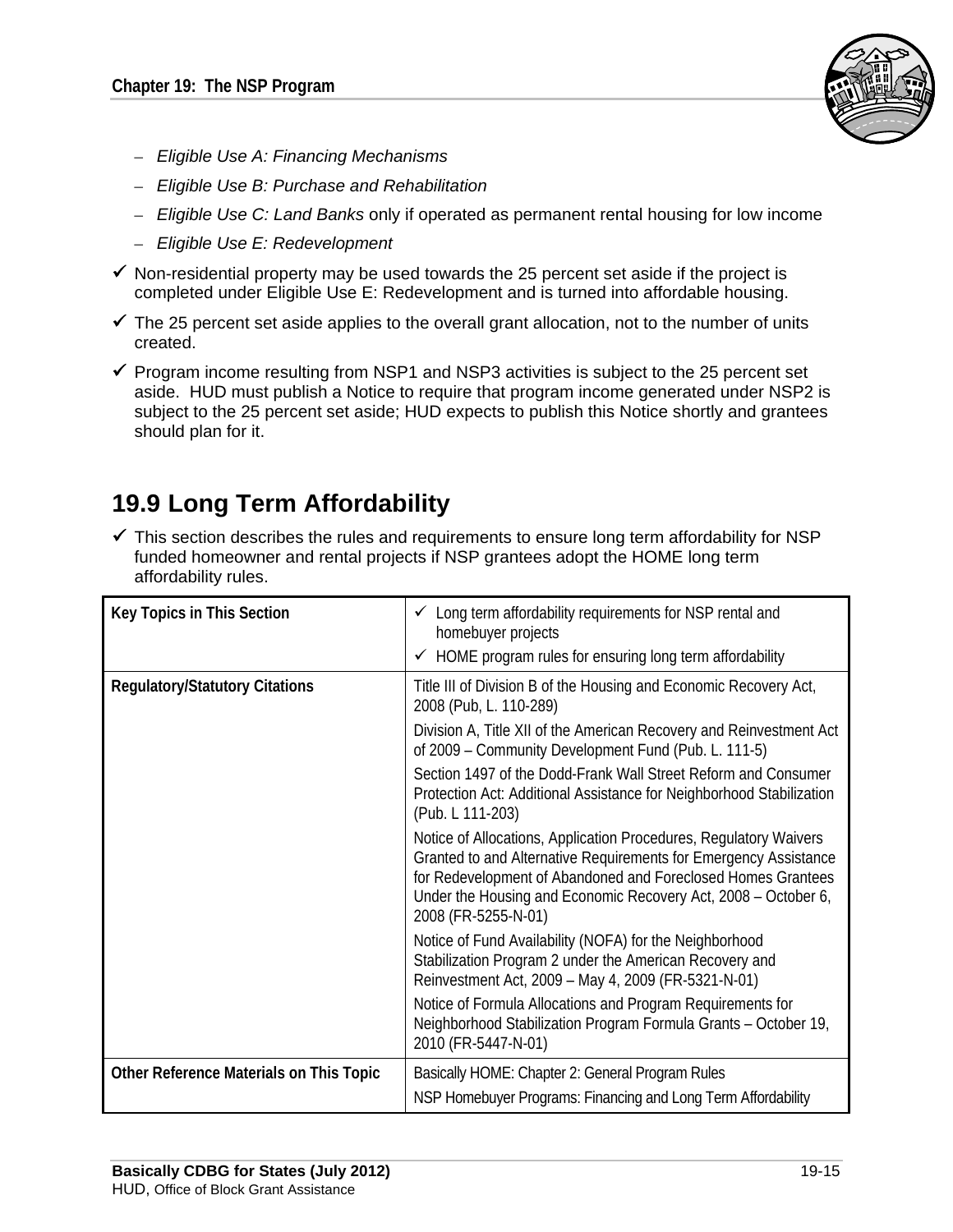- *Eligible Use A: Financing Mechanisms*
- *Eligible Use B: Purchase and Rehabilitation*
- *Eligible Use C: Land Banks* only if operated as permanent rental housing for low income
- *Eligible Use E: Redevelopment*

✓ Non-residential property may be used towards the 25 percent set aside if the project is completed under Eligible Use E: Redevelopment and is turned into affordable housing.

✓ The 25 percent set aside applies to the overall grant allocation, not to the number of units created.

✓ Program income resulting from NSP1 and NSP3 activities is subject to the 25 percent set aside. HUD must publish a Notice to require that program income generated under NSP2 is subject to the 25 percent set aside; HUD expects to publish this Notice shortly and grantees should plan for it.

## 19.9 Long Term Affordability

✓ This section describes the rules and requirements to ensure long term affordability for NSP funded homeowner and rental projects if NSP grantees adopt the HOME long term affordability rules.

| Key Topics in This Section | ✓ Long term affordability requirements for NSP rental and homebuyer projects<br>✓ HOME program rules for ensuring long term affordability |
|---|---|
| **Regulatory/Statutory Citations** | Title III of Division B of the Housing and Economic Recovery Act, 2008 (Pub, L. 110-289)<br>Division A, Title XII of the American Recovery and Reinvestment Act of 2009 – Community Development Fund (Pub. L. 111-5)<br>Section 1497 of the Dodd-Frank Wall Street Reform and Consumer Protection Act: Additional Assistance for Neighborhood Stabilization (Pub. L 111-203)<br>Notice of Allocations, Application Procedures, Regulatory Waivers Granted to and Alternative Requirements for Emergency Assistance for Redevelopment of Abandoned and Foreclosed Homes Grantees Under the Housing and Economic Recovery Act, 2008 – October 6, 2008 (FR-5255-N-01)<br>Notice of Fund Availability (NOFA) for the Neighborhood Stabilization Program 2 under the American Recovery and Reinvestment Act, 2009 – May 4, 2009 (FR-5321-N-01)<br>Notice of Formula Allocations and Program Requirements for Neighborhood Stabilization Program Formula Grants – October 19, 2010 (FR-5447-N-01) |
| **Other Reference Materials on This Topic** | Basically HOME: Chapter 2: General Program Rules<br>NSP Homebuyer Programs: Financing and Long Term Affordability |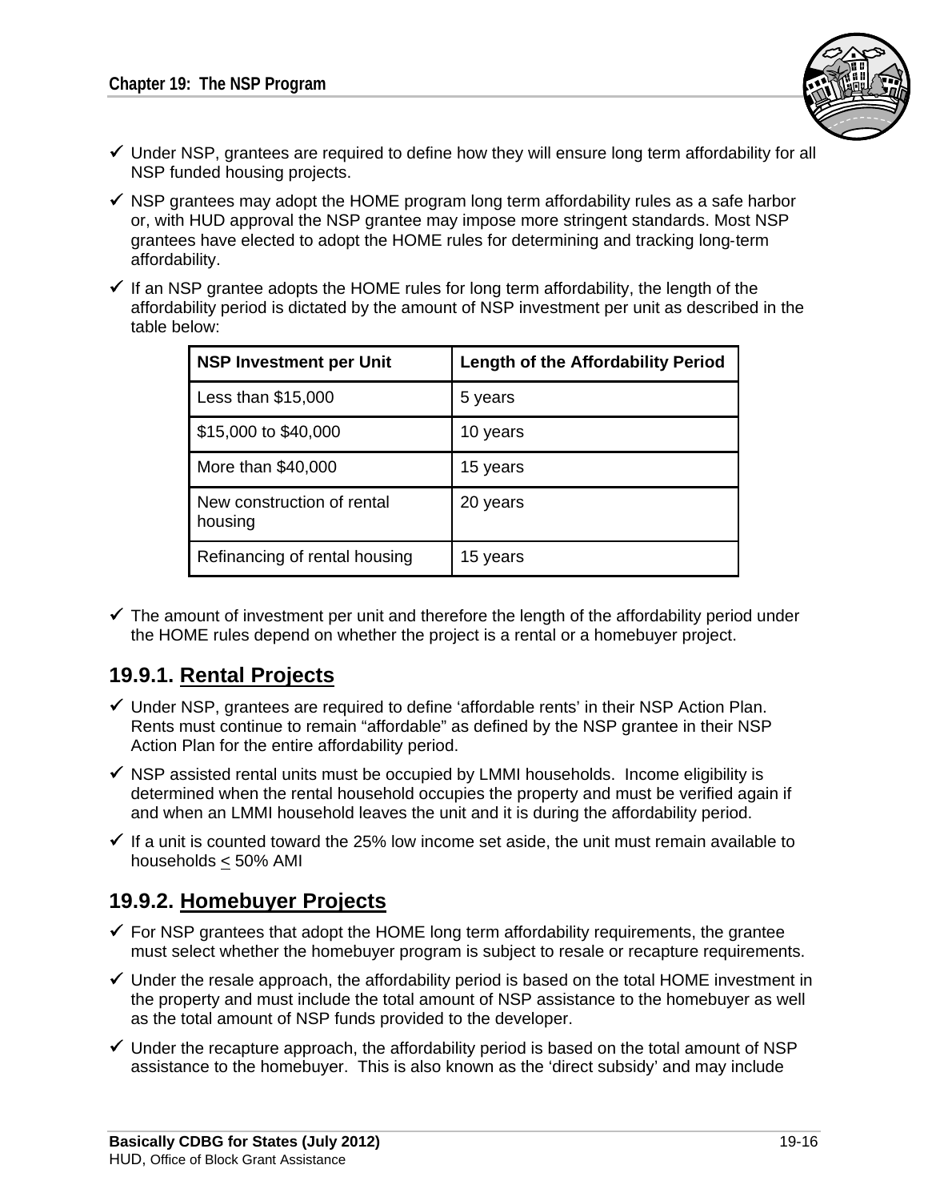- ✓ Under NSP, grantees are required to define how they will ensure long term affordability for all NSP funded housing projects.
- ✓ NSP grantees may adopt the HOME program long term affordability rules as a safe harbor or, with HUD approval the NSP grantee may impose more stringent standards. Most NSP grantees have elected to adopt the HOME rules for determining and tracking long-term affordability.
- ✓ If an NSP grantee adopts the HOME rules for long term affordability, the length of the affordability period is dictated by the amount of NSP investment per unit as described in the table below:

| NSP Investment per Unit | Length of the Affordability Period |
|---|---|
| Less than $15,000 | 5 years |
| $15,000 to $40,000 | 10 years |
| More than $40,000 | 15 years |
| New construction of rental housing | 20 years |
| Refinancing of rental housing | 15 years |

- ✓ The amount of investment per unit and therefore the length of the affordability period under the HOME rules depend on whether the project is a rental or a homebuyer project.

## 19.9.1. Rental Projects

- ✓ Under NSP, grantees are required to define 'affordable rents' in their NSP Action Plan. Rents must continue to remain "affordable" as defined by the NSP grantee in their NSP Action Plan for the entire affordability period.
- ✓ NSP assisted rental units must be occupied by LMMI households. Income eligibility is determined when the rental household occupies the property and must be verified again if and when an LMMI household leaves the unit and it is during the affordability period.
- ✓ If a unit is counted toward the 25% low income set aside, the unit must remain available to households ≤ 50% AMI

## 19.9.2. Homebuyer Projects

- ✓ For NSP grantees that adopt the HOME long term affordability requirements, the grantee must select whether the homebuyer program is subject to resale or recapture requirements.
- ✓ Under the resale approach, the affordability period is based on the total HOME investment in the property and must include the total amount of NSP assistance to the homebuyer as well as the total amount of NSP funds provided to the developer.
- ✓ Under the recapture approach, the affordability period is based on the total amount of NSP assistance to the homebuyer. This is also known as the 'direct subsidy' and may include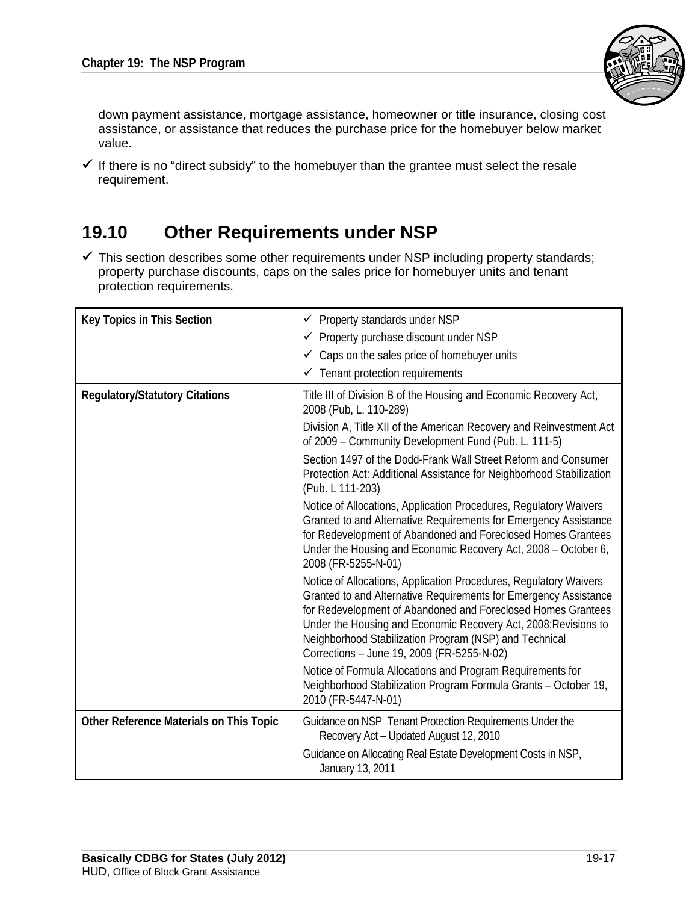down payment assistance, mortgage assistance, homeowner or title insurance, closing cost assistance, or assistance that reduces the purchase price for the homebuyer below market value.

- ✓ If there is no "direct subsidy" to the homebuyer than the grantee must select the resale requirement.

## 19.10 Other Requirements under NSP

- ✓ This section describes some other requirements under NSP including property standards; property purchase discounts, caps on the sales price for homebuyer units and tenant protection requirements.

| Key Topics in This Section | ✓ Property standards under NSP<br>✓ Property purchase discount under NSP<br>✓ Caps on the sales price of homebuyer units<br>✓ Tenant protection requirements |
|---|---|
| **Regulatory/Statutory Citations** | Title III of Division B of the Housing and Economic Recovery Act, 2008 (Pub, L. 110-289)<br>Division A, Title XII of the American Recovery and Reinvestment Act of 2009 – Community Development Fund (Pub. L. 111-5)<br>Section 1497 of the Dodd-Frank Wall Street Reform and Consumer Protection Act: Additional Assistance for Neighborhood Stabilization (Pub. L 111-203)<br>Notice of Allocations, Application Procedures, Regulatory Waivers Granted to and Alternative Requirements for Emergency Assistance for Redevelopment of Abandoned and Foreclosed Homes Grantees Under the Housing and Economic Recovery Act, 2008 – October 6, 2008 (FR-5255-N-01)<br>Notice of Allocations, Application Procedures, Regulatory Waivers Granted to and Alternative Requirements for Emergency Assistance for Redevelopment of Abandoned and Foreclosed Homes Grantees Under the Housing and Economic Recovery Act, 2008;Revisions to Neighborhood Stabilization Program (NSP) and Technical Corrections – June 19, 2009 (FR-5255-N-02)<br>Notice of Formula Allocations and Program Requirements for Neighborhood Stabilization Program Formula Grants – October 19, 2010 (FR-5447-N-01) |
| **Other Reference Materials on This Topic** | Guidance on NSP Tenant Protection Requirements Under the Recovery Act – Updated August 12, 2010<br>Guidance on Allocating Real Estate Development Costs in NSP, January 13, 2011 |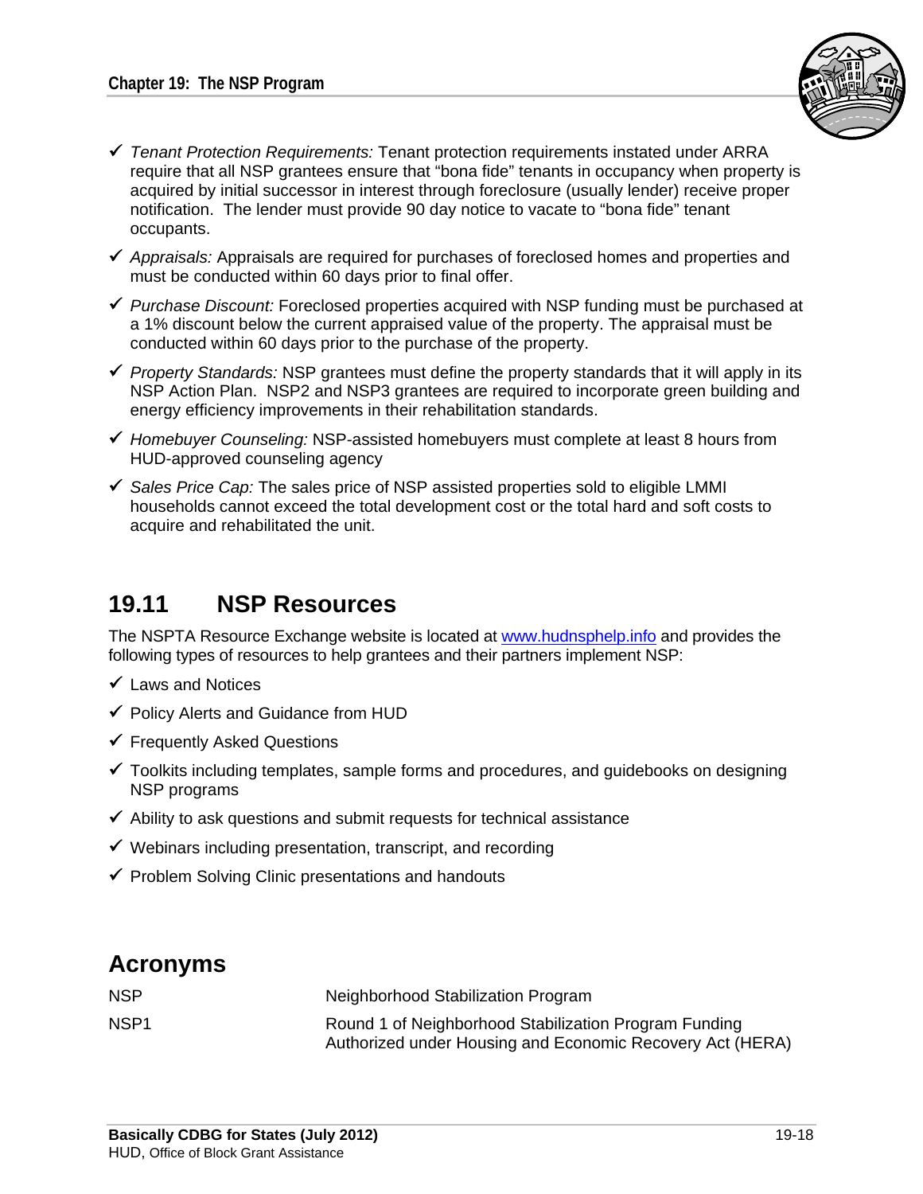- ✓ *Tenant Protection Requirements:* Tenant protection requirements instated under ARRA require that all NSP grantees ensure that "bona fide" tenants in occupancy when property is acquired by initial successor in interest through foreclosure (usually lender) receive proper notification. The lender must provide 90 day notice to vacate to "bona fide" tenant occupants.
- ✓ *Appraisals:* Appraisals are required for purchases of foreclosed homes and properties and must be conducted within 60 days prior to final offer.
- ✓ *Purchase Discount:* Foreclosed properties acquired with NSP funding must be purchased at a 1% discount below the current appraised value of the property. The appraisal must be conducted within 60 days prior to the purchase of the property.
- ✓ *Property Standards:* NSP grantees must define the property standards that it will apply in its NSP Action Plan. NSP2 and NSP3 grantees are required to incorporate green building and energy efficiency improvements in their rehabilitation standards.
- ✓ *Homebuyer Counseling:* NSP-assisted homebuyers must complete at least 8 hours from HUD-approved counseling agency
- ✓ *Sales Price Cap:* The sales price of NSP assisted properties sold to eligible LMMI households cannot exceed the total development cost or the total hard and soft costs to acquire and rehabilitated the unit.

## 19.11 NSP Resources

The NSPTA Resource Exchange website is located at www.hudnsphelp.info and provides the following types of resources to help grantees and their partners implement NSP:

- ✓ Laws and Notices
- ✓ Policy Alerts and Guidance from HUD
- ✓ Frequently Asked Questions
- ✓ Toolkits including templates, sample forms and procedures, and guidebooks on designing NSP programs
- ✓ Ability to ask questions and submit requests for technical assistance
- ✓ Webinars including presentation, transcript, and recording
- ✓ Problem Solving Clinic presentations and handouts

## Acronyms

| | |
|---|---|
| NSP | Neighborhood Stabilization Program |
| NSP1 | Round 1 of Neighborhood Stabilization Program Funding Authorized under Housing and Economic Recovery Act (HERA) |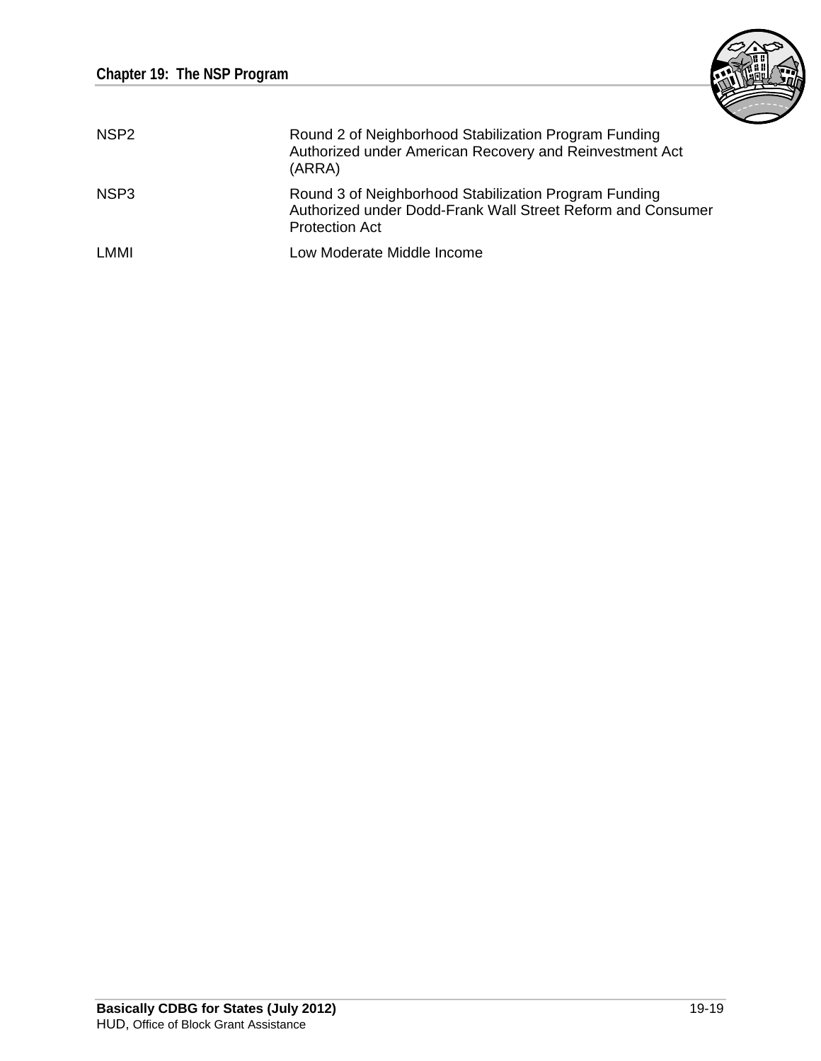| | |
|---|---|
| NSP2 | Round 2 of Neighborhood Stabilization Program Funding Authorized under American Recovery and Reinvestment Act (ARRA) |
| NSP3 | Round 3 of Neighborhood Stabilization Program Funding Authorized under Dodd-Frank Wall Street Reform and Consumer Protection Act |
| LMMI | Low Moderate Middle Income |